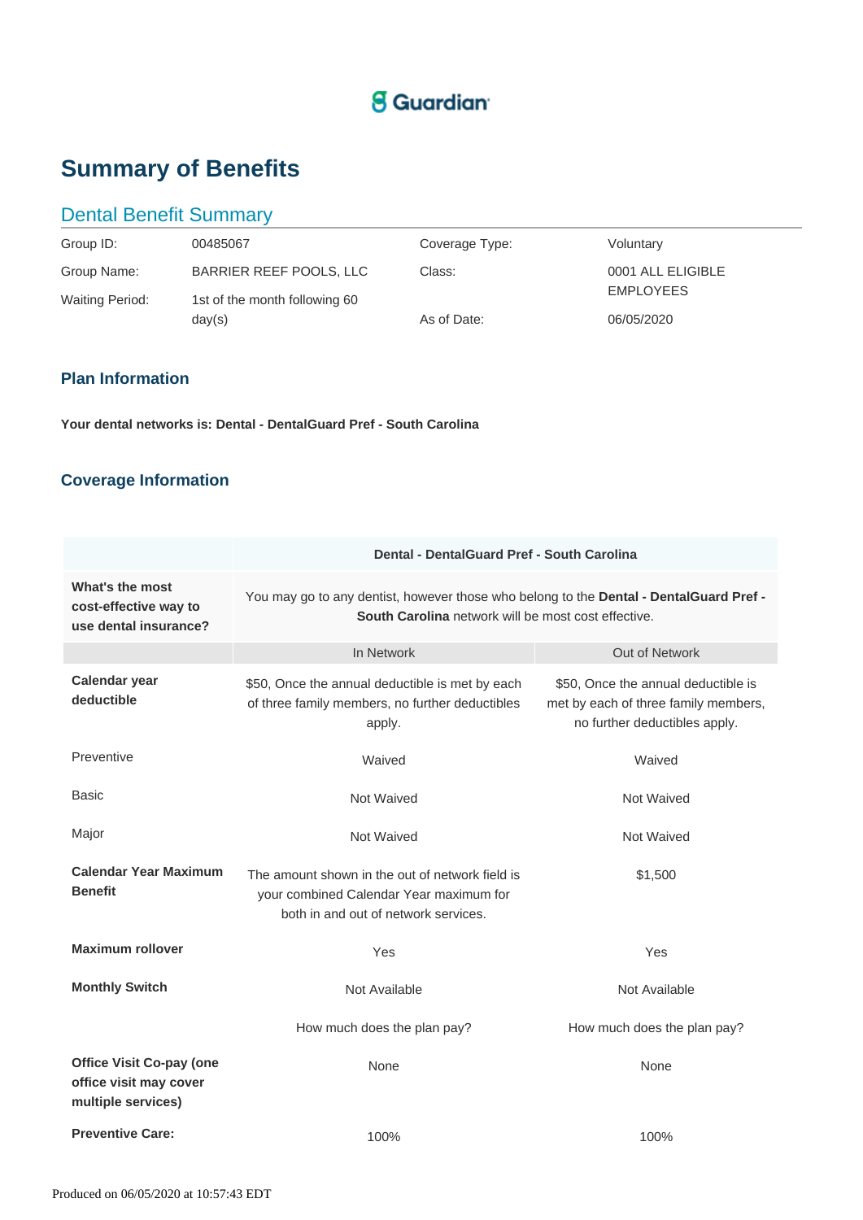Guardian

# Summary of Benefits

## Dental Benefit Summary

| | | | |
|---|---|---|---|
| Group ID: | 00485067 | Coverage Type: | Voluntary |
| Group Name: | BARRIER REEF POOLS, LLC | Class: | 0001 ALL ELIGIBLE EMPLOYEES |
| Waiting Period: | 1st of the month following 60 day(s) | As of Date: | 06/05/2020 |

### Plan Information

**Your dental networks is: Dental - DentalGuard Pref - South Carolina**

### Coverage Information

| | **Dental - DentalGuard Pref - South Carolina** | |
|---|---|---|
| **What's the most cost-effective way to use dental insurance?** | You may go to any dentist, however those who belong to the **Dental - DentalGuard Pref - South Carolina** network will be most cost effective. | |
| | In Network | Out of Network |
| **Calendar year deductible** | $50, Once the annual deductible is met by each of three family members, no further deductibles apply. | $50, Once the annual deductible is met by each of three family members, no further deductibles apply. |
| Preventive | Waived | Waived |
| Basic | Not Waived | Not Waived |
| Major | Not Waived | Not Waived |
| **Calendar Year Maximum Benefit** | The amount shown in the out of network field is your combined Calendar Year maximum for both in and out of network services. | $1,500 |
| **Maximum rollover** | Yes | Yes |
| **Monthly Switch** | Not Available | Not Available |
| | How much does the plan pay? | How much does the plan pay? |
| **Office Visit Co-pay (one office visit may cover multiple services)** | None | None |
| **Preventive Care:** | 100% | 100% |

Produced on 06/05/2020 at 10:57:43 EDT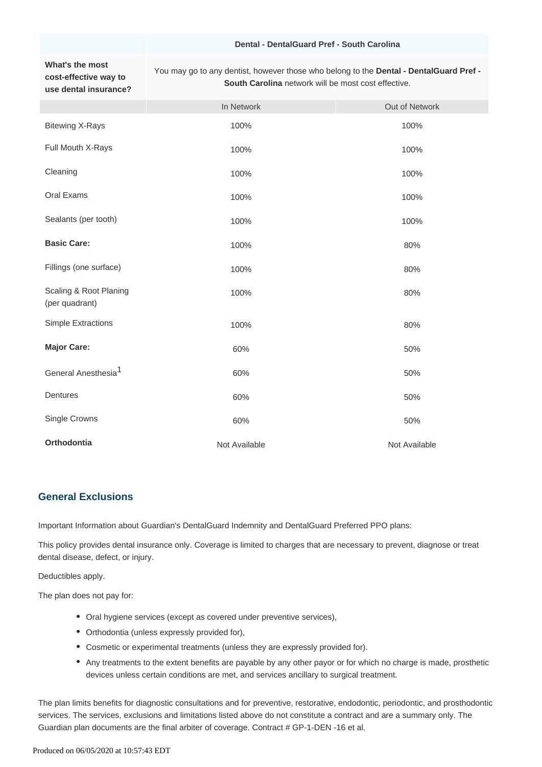| | Dental - DentalGuard Pref - South Carolina | |
|---|---|---|
| **What's the most cost-effective way to use dental insurance?** | You may go to any dentist, however those who belong to the **Dental - DentalGuard Pref - South Carolina** network will be most cost effective. | |
| | In Network | Out of Network |
| Bitewing X-Rays | 100% | 100% |
| Full Mouth X-Rays | 100% | 100% |
| Cleaning | 100% | 100% |
| Oral Exams | 100% | 100% |
| Sealants (per tooth) | 100% | 100% |
| **Basic Care:** | 100% | 80% |
| Fillings (one surface) | 100% | 80% |
| Scaling & Root Planing (per quadrant) | 100% | 80% |
| Simple Extractions | 100% | 80% |
| **Major Care:** | 60% | 50% |
| General Anesthesia[1] | 60% | 50% |
| Dentures | 60% | 50% |
| Single Crowns | 60% | 50% |
| **Orthodontia** | Not Available | Not Available |

## General Exclusions

Important Information about Guardian's DentalGuard Indemnity and DentalGuard Preferred PPO plans:

This policy provides dental insurance only. Coverage is limited to charges that are necessary to prevent, diagnose or treat dental disease, defect, or injury.

Deductibles apply.

The plan does not pay for:

- Oral hygiene services (except as covered under preventive services),
- Orthodontia (unless expressly provided for),
- Cosmetic or experimental treatments (unless they are expressly provided for).
- Any treatments to the extent benefits are payable by any other payor or for which no charge is made, prosthetic devices unless certain conditions are met, and services ancillary to surgical treatment.

The plan limits benefits for diagnostic consultations and for preventive, restorative, endodontic, periodontic, and prosthodontic services. The services, exclusions and limitations listed above do not constitute a contract and are a summary only. The Guardian plan documents are the final arbiter of coverage. Contract # GP-1-DEN -16 et al.

Produced on 06/05/2020 at 10:57:43 EDT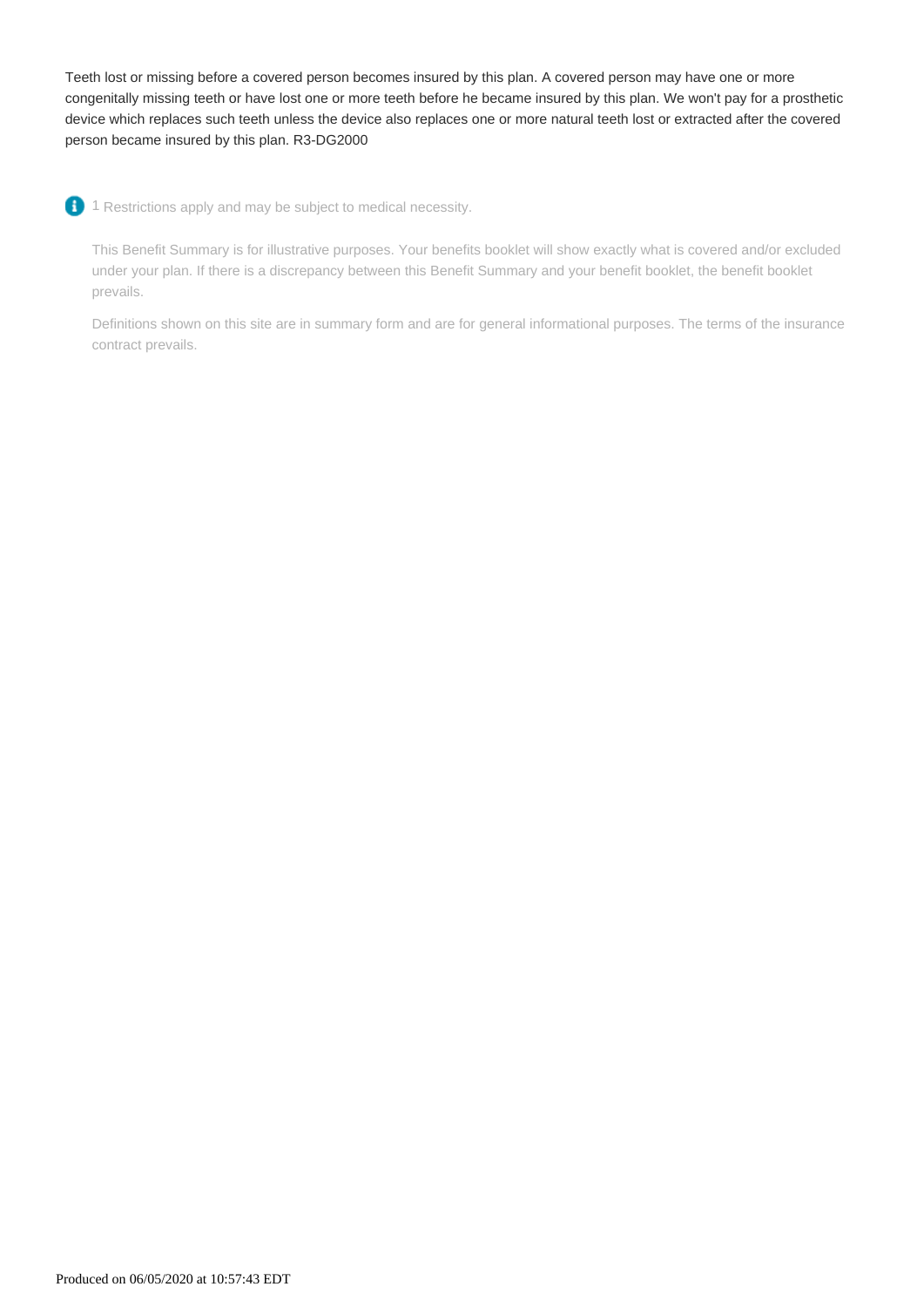Teeth lost or missing before a covered person becomes insured by this plan. A covered person may have one or more congenitally missing teeth or have lost one or more teeth before he became insured by this plan. We won't pay for a prosthetic device which replaces such teeth unless the device also replaces one or more natural teeth lost or extracted after the covered person became insured by this plan. R3-DG2000

1 Restrictions apply and may be subject to medical necessity.

This Benefit Summary is for illustrative purposes. Your benefits booklet will show exactly what is covered and/or excluded under your plan. If there is a discrepancy between this Benefit Summary and your benefit booklet, the benefit booklet prevails.

Definitions shown on this site are in summary form and are for general informational purposes. The terms of the insurance contract prevails.

Produced on 06/05/2020 at 10:57:43 EDT